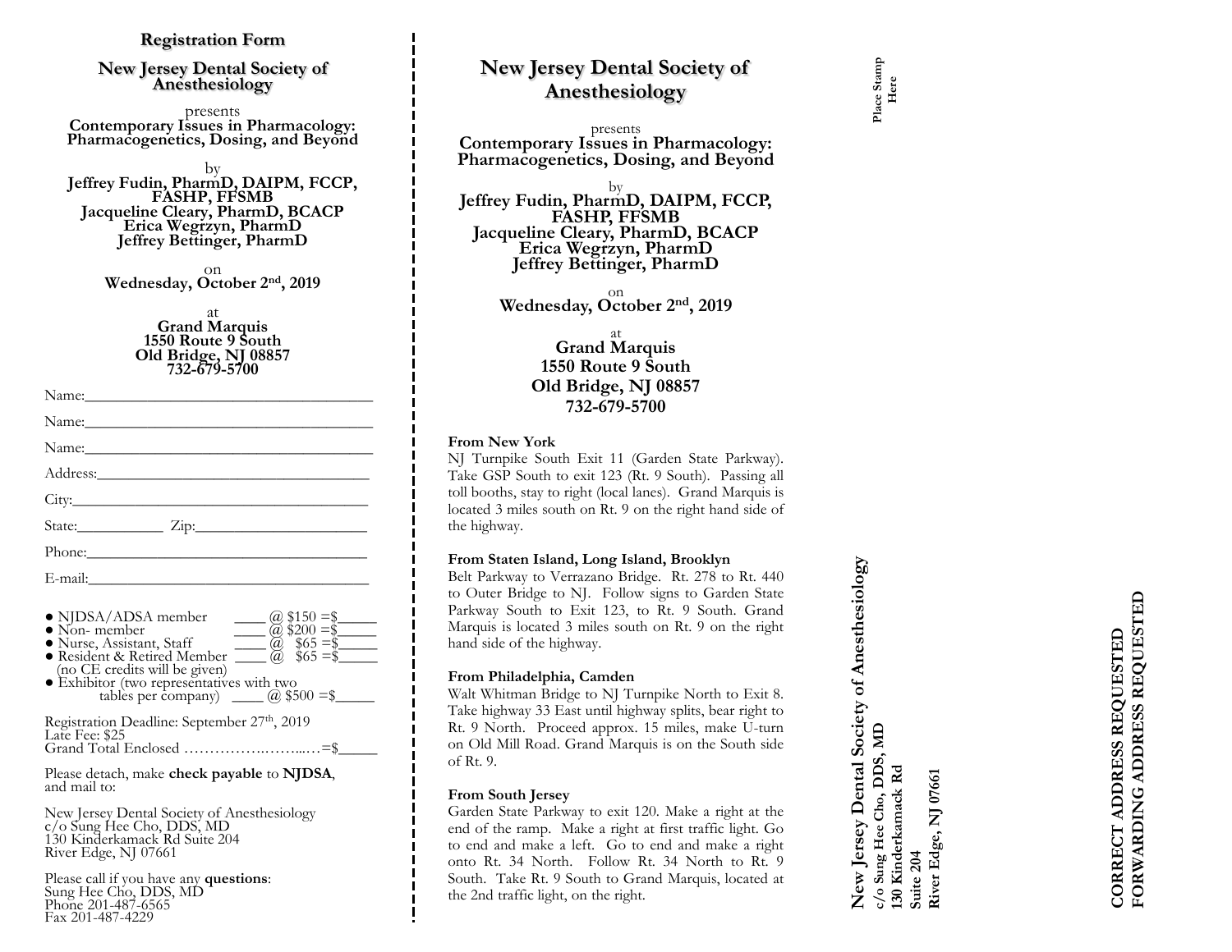## Registration Form

## New Jersey Dental Society of Anesthesiology

presents

**Contemporary Issues in Pharmacology: Pharmacogenetics, Dosing, and Beyond**

by

**Jeffrey Fudin, PharmD, DAIPM, FCCP, FASHP, FFSMB**
**Jacqueline Cleary, PharmD, BCACP**
**Erica Wegrzyn, PharmD**
**Jeffrey Bettinger, PharmD**

on

**Wednesday, October 2nd, 2019**

at

**Grand Marquis**
**1550 Route 9 South**
**Old Bridge, NJ 08857**
**732-679-5700**

Name:___________________________________

Name:___________________________________

Name:___________________________________

Address:_________________________________

City:____________________________________

State:__________ Zip:_____________________

Phone:__________________________________

E-mail:__________________________________

- NJDSA/ADSA member ____ @ $150 =$_____
- Non- member ____ @ $200 =$_____
- Nurse, Assistant, Staff ____ @ $65 =$_____
- Resident & Retired Member ____ @ $65 =$_____ (no CE credits will be given)
- Exhibitor (two representatives with two tables per company) ____ @ $500 =$_____

Registration Deadline: September 27th, 2019
Late Fee: $25
Grand Total Enclosed ……………..……...…=$_____

Please detach, make **check payable** to **NJDSA**, and mail to:

New Jersey Dental Society of Anesthesiology
c/o Sung Hee Cho, DDS, MD
130 Kinderkamack Rd Suite 204
River Edge, NJ 07661

Please call if you have any **questions**:
Sung Hee Cho, DDS, MD
Phone 201-487-6565
Fax 201-487-4229

## New Jersey Dental Society of Anesthesiology

presents

**Contemporary Issues in Pharmacology: Pharmacogenetics, Dosing, and Beyond**

by

**Jeffrey Fudin, PharmD, DAIPM, FCCP, FASHP, FFSMB**
**Jacqueline Cleary, PharmD, BCACP**
**Erica Wegrzyn, PharmD**
**Jeffrey Bettinger, PharmD**

on

**Wednesday, October 2nd, 2019**

at

**Grand Marquis**
**1550 Route 9 South**
**Old Bridge, NJ 08857**
**732-679-5700**

**From New York**
NJ Turnpike South Exit 11 (Garden State Parkway). Take GSP South to exit 123 (Rt. 9 South). Passing all toll booths, stay to right (local lanes). Grand Marquis is located 3 miles south on Rt. 9 on the right hand side of the highway.

**From Staten Island, Long Island, Brooklyn**
Belt Parkway to Verrazano Bridge. Rt. 278 to Rt. 440 to Outer Bridge to NJ. Follow signs to Garden State Parkway South to Exit 123, to Rt. 9 South. Grand Marquis is located 3 miles south on Rt. 9 on the right hand side of the highway.

**From Philadelphia, Camden**
Walt Whitman Bridge to NJ Turnpike North to Exit 8. Take highway 33 East until highway splits, bear right to Rt. 9 North. Proceed approx. 15 miles, make U-turn on Old Mill Road. Grand Marquis is on the South side of Rt. 9.

**From South Jersey**
Garden State Parkway to exit 120. Make a right at the end of the ramp. Make a right at first traffic light. Go to end and make a left. Go to end and make a right onto Rt. 34 North. Follow Rt. 34 North to Rt. 9 South. Take Rt. 9 South to Grand Marquis, located at the 2nd traffic light, on the right.

**Place Stamp Here**

**New Jersey Dental Society of Anesthesiology**
**c/o Sung Hee Cho, DDS, MD**
**130 Kinderkamack Rd**
**Suite 204**
**River Edge, NJ 07661**

**CORRECT ADDRESS REQUESTED**
**FORWARDING ADDRESS REQUESTED**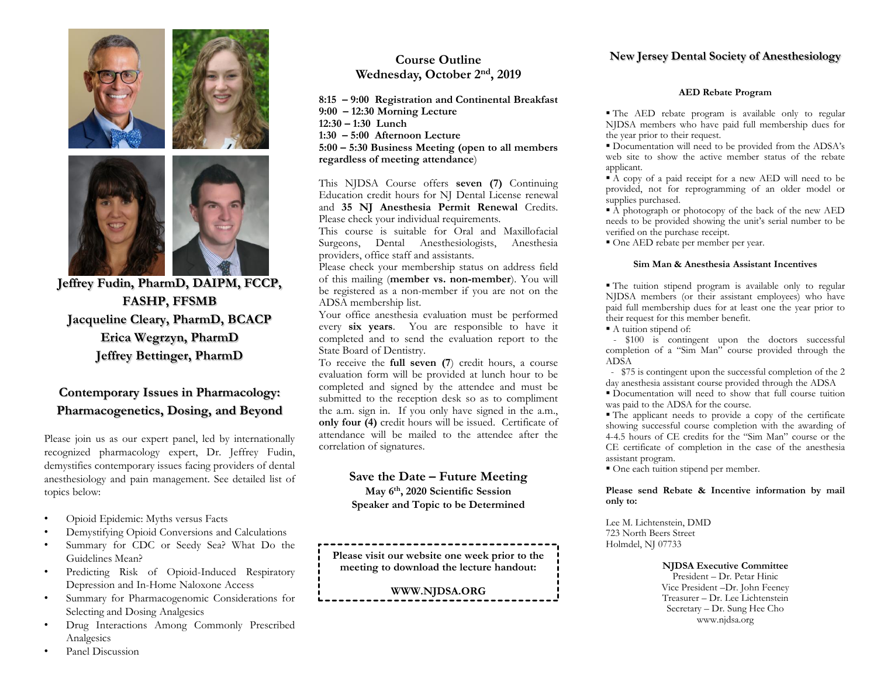**Jeffrey Fudin, PharmD, DAIPM, FCCP, FASHP, FFSMB**
**Jacqueline Cleary, PharmD, BCACP**
**Erica Wegrzyn, PharmD**
**Jeffrey Bettinger, PharmD**

## Contemporary Issues in Pharmacology: Pharmacogenetics, Dosing, and Beyond

Please join us as our expert panel, led by internationally recognized pharmacology expert, Dr. Jeffrey Fudin, demystifies contemporary issues facing providers of dental anesthesiology and pain management. See detailed list of topics below:

- Opioid Epidemic: Myths versus Facts
- Demystifying Opioid Conversions and Calculations
- Summary for CDC or Seedy Sea? What Do the Guidelines Mean?
- Predicting Risk of Opioid-Induced Respiratory Depression and In-Home Naloxone Access
- Summary for Pharmacogenomic Considerations for Selecting and Dosing Analgesics
- Drug Interactions Among Commonly Prescribed Analgesics
- Panel Discussion

## Course Outline
### Wednesday, October 2nd, 2019

**8:15 – 9:00 Registration and Continental Breakfast**
**9:00 – 12:30 Morning Lecture**
**12:30 – 1:30 Lunch**
**1:30 – 5:00 Afternoon Lecture**
**5:00 – 5:30 Business Meeting (open to all members regardless of meeting attendance**)

This NJDSA Course offers **seven (7)** Continuing Education credit hours for NJ Dental License renewal and **35 NJ Anesthesia Permit Renewal** Credits. Please check your individual requirements.

This course is suitable for Oral and Maxillofacial Surgeons, Dental Anesthesiologists, Anesthesia providers, office staff and assistants.

Please check your membership status on address field of this mailing (**member vs. non-member**). You will be registered as a non-member if you are not on the ADSA membership list.

Your office anesthesia evaluation must be performed every **six years**. You are responsible to have it completed and to send the evaluation report to the State Board of Dentistry.

To receive the **full seven (7**) credit hours, a course evaluation form will be provided at lunch hour to be completed and signed by the attendee and must be submitted to the reception desk so as to compliment the a.m. sign in. If you only have signed in the a.m., **only four (4)** credit hours will be issued. Certificate of attendance will be mailed to the attendee after the correlation of signatures.

### Save the Date – Future Meeting
**May 6th, 2020 Scientific Session**
**Speaker and Topic to be Determined**

**Please visit our website one week prior to the meeting to download the lecture handout:**

**WWW.NJDSA.ORG**

## New Jersey Dental Society of Anesthesiology

### AED Rebate Program

- The AED rebate program is available only to regular NJDSA members who have paid full membership dues for the year prior to their request.
- Documentation will need to be provided from the ADSA's web site to show the active member status of the rebate applicant.
- A copy of a paid receipt for a new AED will need to be provided, not for reprogramming of an older model or supplies purchased.
- A photograph or photocopy of the back of the new AED needs to be provided showing the unit's serial number to be verified on the purchase receipt.
- One AED rebate per member per year.

### Sim Man & Anesthesia Assistant Incentives

- The tuition stipend program is available only to regular NJDSA members (or their assistant employees) who have paid full membership dues for at least one the year prior to their request for this member benefit.
- A tuition stipend of:
  - $100 is contingent upon the doctors successful completion of a "Sim Man" course provided through the ADSA
  - $75 is contingent upon the successful completion of the 2 day anesthesia assistant course provided through the ADSA
- Documentation will need to show that full course tuition was paid to the ADSA for the course.
- The applicant needs to provide a copy of the certificate showing successful course completion with the awarding of 4-4.5 hours of CE credits for the "Sim Man" course or the CE certificate of completion in the case of the anesthesia assistant program.
- One each tuition stipend per member.

**Please send Rebate & Incentive information by mail only to:**

Lee M. Lichtenstein, DMD
723 North Beers Street
Holmdel, NJ 07733

**NJDSA Executive Committee**
President – Dr. Petar Hinic
Vice President –Dr. John Feeney
Treasurer – Dr. Lee Lichtenstein
Secretary – Dr. Sung Hee Cho
www.njdsa.org